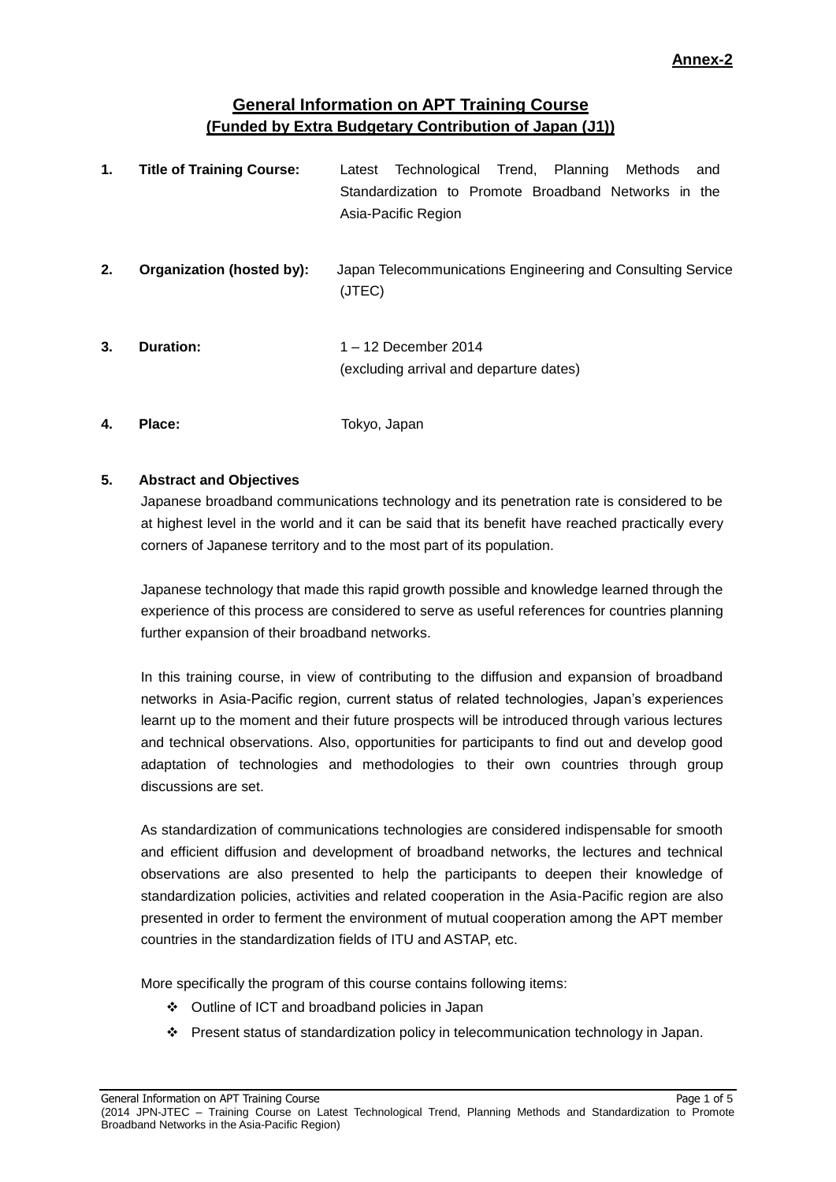**Annex-2**

## General Information on APT Training Course
## (Funded by Extra Budgetary Contribution of Japan (J1))

**1. Title of Training Course:** Latest Technological Trend, Planning Methods and Standardization to Promote Broadband Networks in the Asia-Pacific Region

**2. Organization (hosted by):** Japan Telecommunications Engineering and Consulting Service (JTEC)

**3. Duration:** 1 – 12 December 2014
(excluding arrival and departure dates)

**4. Place:** Tokyo, Japan

**5. Abstract and Objectives**

Japanese broadband communications technology and its penetration rate is considered to be at highest level in the world and it can be said that its benefit have reached practically every corners of Japanese territory and to the most part of its population.

Japanese technology that made this rapid growth possible and knowledge learned through the experience of this process are considered to serve as useful references for countries planning further expansion of their broadband networks.

In this training course, in view of contributing to the diffusion and expansion of broadband networks in Asia-Pacific region, current status of related technologies, Japan's experiences learnt up to the moment and their future prospects will be introduced through various lectures and technical observations. Also, opportunities for participants to find out and develop good adaptation of technologies and methodologies to their own countries through group discussions are set.

As standardization of communications technologies are considered indispensable for smooth and efficient diffusion and development of broadband networks, the lectures and technical observations are also presented to help the participants to deepen their knowledge of standardization policies, activities and related cooperation in the Asia-Pacific region are also presented in order to ferment the environment of mutual cooperation among the APT member countries in the standardization fields of ITU and ASTAP, etc.

More specifically the program of this course contains following items:

- Outline of ICT and broadband policies in Japan
- Present status of standardization policy in telecommunication technology in Japan.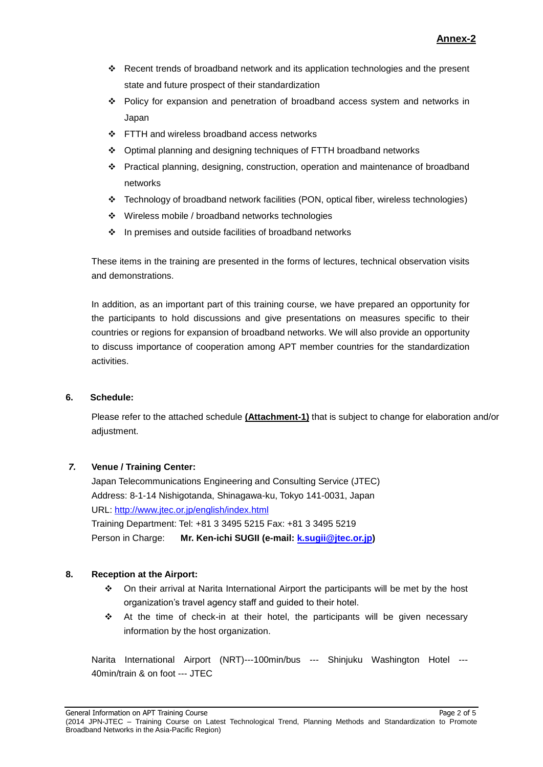**Annex-2**

- Recent trends of broadband network and its application technologies and the present state and future prospect of their standardization
- Policy for expansion and penetration of broadband access system and networks in Japan
- FTTH and wireless broadband access networks
- Optimal planning and designing techniques of FTTH broadband networks
- Practical planning, designing, construction, operation and maintenance of broadband networks
- Technology of broadband network facilities (PON, optical fiber, wireless technologies)
- Wireless mobile / broadband networks technologies
- In premises and outside facilities of broadband networks

These items in the training are presented in the forms of lectures, technical observation visits and demonstrations.

In addition, as an important part of this training course, we have prepared an opportunity for the participants to hold discussions and give presentations on measures specific to their countries or regions for expansion of broadband networks. We will also provide an opportunity to discuss importance of cooperation among APT member countries for the standardization activities.

**6. Schedule:**

Please refer to the attached schedule **(Attachment-1)** that is subject to change for elaboration and/or adjustment.

***7.* Venue / Training Center:**

Japan Telecommunications Engineering and Consulting Service (JTEC)
Address: 8-1-14 Nishigotanda, Shinagawa-ku, Tokyo 141-0031, Japan
URL: http://www.jtec.or.jp/english/index.html
Training Department: Tel: +81 3 3495 5215 Fax: +81 3 3495 5219
Person in Charge: **Mr. Ken-ichi SUGII (e-mail: k.sugii@jtec.or.jp)**

**8. Reception at the Airport:**

- On their arrival at Narita International Airport the participants will be met by the host organization's travel agency staff and guided to their hotel.
- At the time of check-in at their hotel, the participants will be given necessary information by the host organization.

Narita International Airport (NRT)---100min/bus --- Shinjuku Washington Hotel --- 40min/train & on foot --- JTEC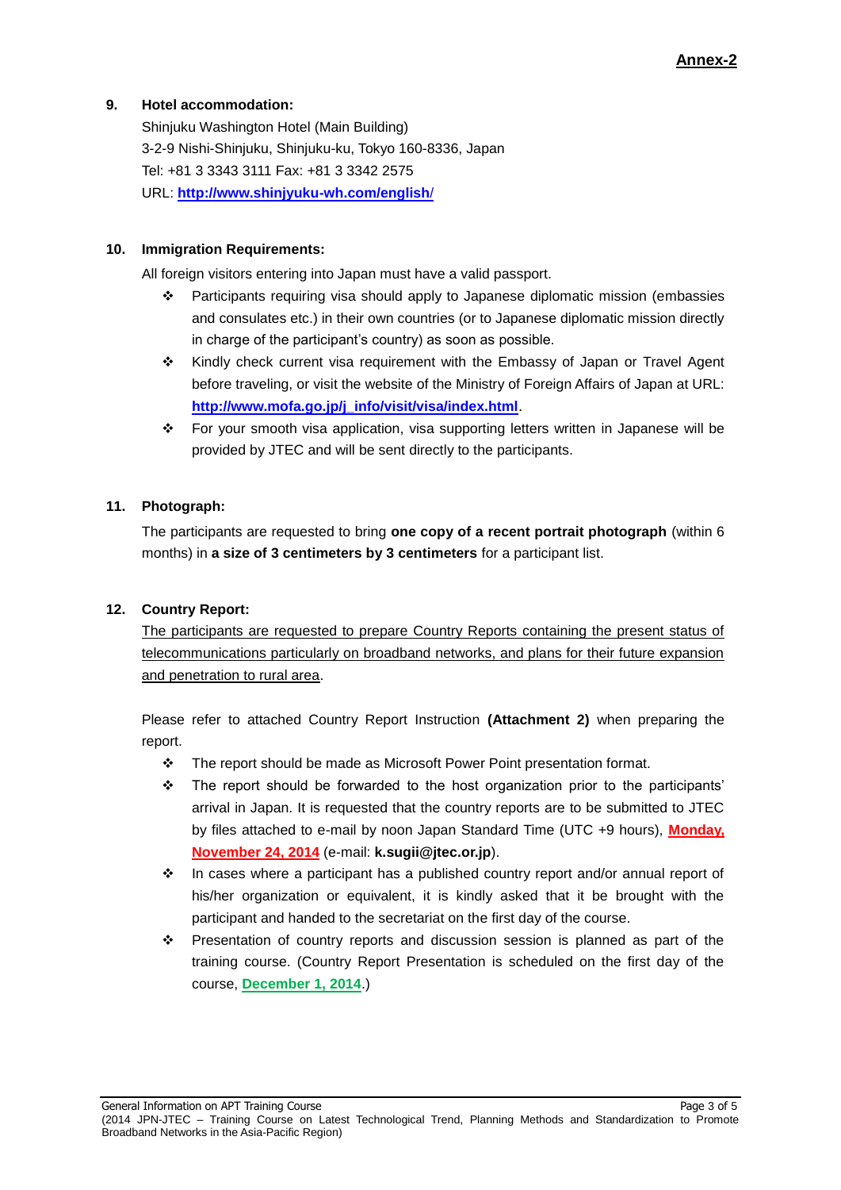**Annex-2**

**9. Hotel accommodation:**

Shinjuku Washington Hotel (Main Building)
3-2-9 Nishi-Shinjuku, Shinjuku-ku, Tokyo 160-8336, Japan
Tel: +81 3 3343 3111 Fax: +81 3 3342 2575
URL: **http://www.shinjyuku-wh.com/english/**

**10. Immigration Requirements:**

All foreign visitors entering into Japan must have a valid passport.

- Participants requiring visa should apply to Japanese diplomatic mission (embassies and consulates etc.) in their own countries (or to Japanese diplomatic mission directly in charge of the participant's country) as soon as possible.
- Kindly check current visa requirement with the Embassy of Japan or Travel Agent before traveling, or visit the website of the Ministry of Foreign Affairs of Japan at URL: **http://www.mofa.go.jp/j_info/visit/visa/index.html**.
- For your smooth visa application, visa supporting letters written in Japanese will be provided by JTEC and will be sent directly to the participants.

**11. Photograph:**

The participants are requested to bring **one copy of a recent portrait photograph** (within 6 months) in **a size of 3 centimeters by 3 centimeters** for a participant list.

**12. Country Report:**

The participants are requested to prepare Country Reports containing the present status of telecommunications particularly on broadband networks, and plans for their future expansion and penetration to rural area.

Please refer to attached Country Report Instruction **(Attachment 2)** when preparing the report.

- The report should be made as Microsoft Power Point presentation format.
- The report should be forwarded to the host organization prior to the participants' arrival in Japan. It is requested that the country reports are to be submitted to JTEC by files attached to e-mail by noon Japan Standard Time (UTC +9 hours), **Monday, November 24, 2014** (e-mail: **k.sugii@jtec.or.jp**).
- In cases where a participant has a published country report and/or annual report of his/her organization or equivalent, it is kindly asked that it be brought with the participant and handed to the secretariat on the first day of the course.
- Presentation of country reports and discussion session is planned as part of the training course. (Country Report Presentation is scheduled on the first day of the course, **December 1, 2014**.)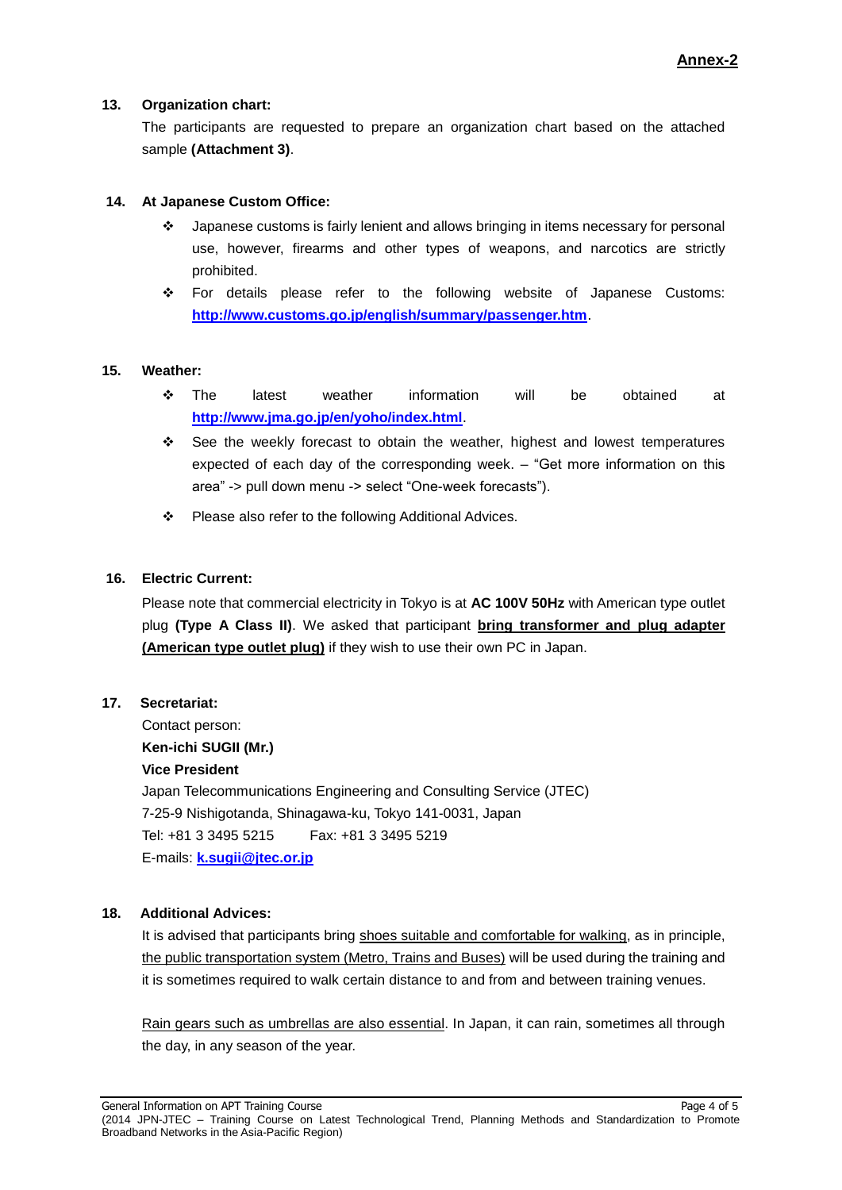**Annex-2**

**13. Organization chart:**

The participants are requested to prepare an organization chart based on the attached sample **(Attachment 3)**.

**14. At Japanese Custom Office:**

- Japanese customs is fairly lenient and allows bringing in items necessary for personal use, however, firearms and other types of weapons, and narcotics are strictly prohibited.
- For details please refer to the following website of Japanese Customs: **http://www.customs.go.jp/english/summary/passenger.htm**.

**15. Weather:**

- The latest weather information will be obtained at **http://www.jma.go.jp/en/yoho/index.html**.
- See the weekly forecast to obtain the weather, highest and lowest temperatures expected of each day of the corresponding week. – "Get more information on this area" -> pull down menu -> select "One-week forecasts").
- Please also refer to the following Additional Advices.

**16. Electric Current:**

Please note that commercial electricity in Tokyo is at **AC 100V 50Hz** with American type outlet plug **(Type A Class II)**. We asked that participant **bring transformer and plug adapter (American type outlet plug)** if they wish to use their own PC in Japan.

**17. Secretariat:**

Contact person:
**Ken-ichi SUGII (Mr.)**
**Vice President**
Japan Telecommunications Engineering and Consulting Service (JTEC)
7-25-9 Nishigotanda, Shinagawa-ku, Tokyo 141-0031, Japan
Tel: +81 3 3495 5215 Fax: +81 3 3495 5219
E-mails: **k.sugii@jtec.or.jp**

**18. Additional Advices:**

It is advised that participants bring shoes suitable and comfortable for walking, as in principle, the public transportation system (Metro, Trains and Buses) will be used during the training and it is sometimes required to walk certain distance to and from and between training venues.

Rain gears such as umbrellas are also essential. In Japan, it can rain, sometimes all through the day, in any season of the year.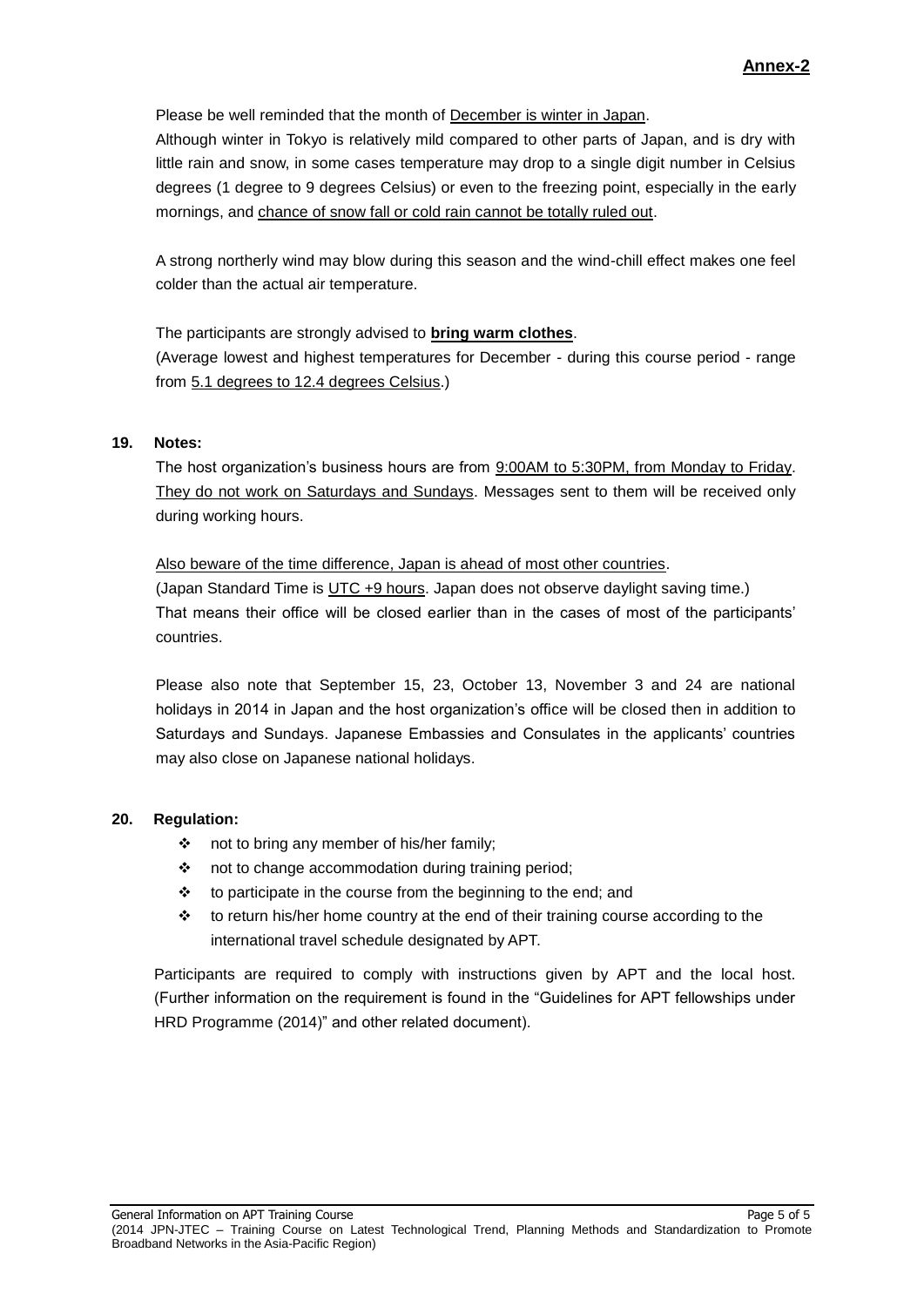**Annex-2**

Please be well reminded that the month of December is winter in Japan.

Although winter in Tokyo is relatively mild compared to other parts of Japan, and is dry with little rain and snow, in some cases temperature may drop to a single digit number in Celsius degrees (1 degree to 9 degrees Celsius) or even to the freezing point, especially in the early mornings, and chance of snow fall or cold rain cannot be totally ruled out.

A strong northerly wind may blow during this season and the wind-chill effect makes one feel colder than the actual air temperature.

The participants are strongly advised to **bring warm clothes**.

(Average lowest and highest temperatures for December - during this course period - range from 5.1 degrees to 12.4 degrees Celsius.)

**19. Notes:**

The host organization's business hours are from 9:00AM to 5:30PM, from Monday to Friday. They do not work on Saturdays and Sundays. Messages sent to them will be received only during working hours.

Also beware of the time difference, Japan is ahead of most other countries.

(Japan Standard Time is UTC +9 hours. Japan does not observe daylight saving time.)

That means their office will be closed earlier than in the cases of most of the participants' countries.

Please also note that September 15, 23, October 13, November 3 and 24 are national holidays in 2014 in Japan and the host organization's office will be closed then in addition to Saturdays and Sundays. Japanese Embassies and Consulates in the applicants' countries may also close on Japanese national holidays.

**20. Regulation:**

- not to bring any member of his/her family;
- not to change accommodation during training period;
- to participate in the course from the beginning to the end; and
- to return his/her home country at the end of their training course according to the international travel schedule designated by APT.

Participants are required to comply with instructions given by APT and the local host. (Further information on the requirement is found in the "Guidelines for APT fellowships under HRD Programme (2014)" and other related document).